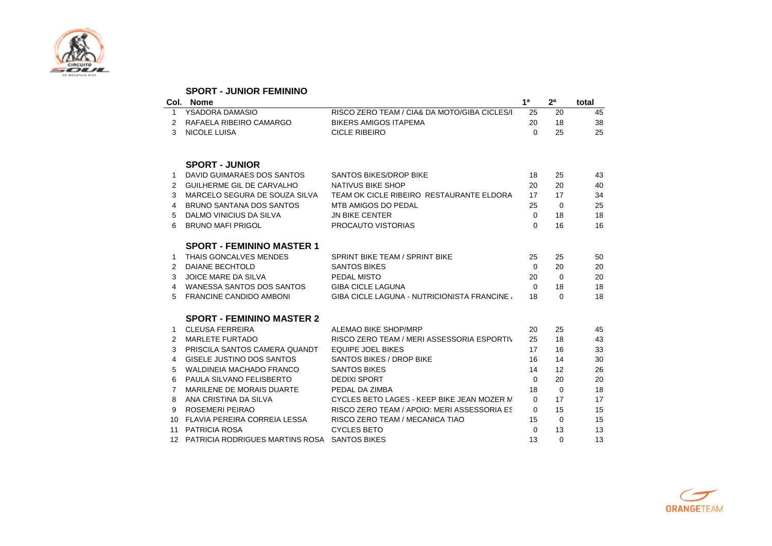## SPORT - JUNIOR FEMININO

| Col. | Nome | | 1ª | 2ª | total |
|---|---|---|---|---|---|
| 1 | YSADORA DAMASIO | RISCO ZERO TEAM / CIA& DA MOTO/GIBA CICLES/I | 25 | 20 | 45 |
| 2 | RAFAELA RIBEIRO CAMARGO | BIKERS AMIGOS ITAPEMA | 20 | 18 | 38 |
| 3 | NICOLE LUISA | CICLE RIBEIRO | 0 | 25 | 25 |

## SPORT - JUNIOR

| Col. | Nome | | 1ª | 2ª | total |
|---|---|---|---|---|---|
| 1 | DAVID GUIMARAES DOS SANTOS | SANTOS BIKES/DROP BIKE | 18 | 25 | 43 |
| 2 | GUILHERME GIL DE CARVALHO | NATIVUS BIKE SHOP | 20 | 20 | 40 |
| 3 | MARCELO SEGURA DE SOUZA SILVA | TEAM OK CICLE RIBEIRO RESTAURANTE ELDORA | 17 | 17 | 34 |
| 4 | BRUNO SANTANA DOS SANTOS | MTB AMIGOS DO PEDAL | 25 | 0 | 25 |
| 5 | DALMO VINICIUS DA SILVA | JN BIKE CENTER | 0 | 18 | 18 |
| 6 | BRUNO MAFI PRIGOL | PROCAUTO VISTORIAS | 0 | 16 | 16 |

## SPORT - FEMININO MASTER 1

| Col. | Nome | | 1ª | 2ª | total |
|---|---|---|---|---|---|
| 1 | THAIS GONCALVES MENDES | SPRINT BIKE TEAM / SPRINT BIKE | 25 | 25 | 50 |
| 2 | DAIANE BECHTOLD | SANTOS BIKES | 0 | 20 | 20 |
| 3 | JOICE MARE DA SILVA | PEDAL MISTO | 20 | 0 | 20 |
| 4 | WANESSA SANTOS DOS SANTOS | GIBA CICLE LAGUNA | 0 | 18 | 18 |
| 5 | FRANCINE CANDIDO AMBONI | GIBA CICLE LAGUNA - NUTRICIONISTA FRANCINE / | 18 | 0 | 18 |

## SPORT - FEMININO MASTER 2

| Col. | Nome | | 1ª | 2ª | total |
|---|---|---|---|---|---|
| 1 | CLEUSA FERREIRA | ALEMAO BIKE SHOP/MRP | 20 | 25 | 45 |
| 2 | MARLETE FURTADO | RISCO ZERO TEAM / MERI ASSESSORIA ESPORTIV | 25 | 18 | 43 |
| 3 | PRISCILA SANTOS CAMERA QUANDT | EQUIPE JOEL BIKES | 17 | 16 | 33 |
| 4 | GISELE JUSTINO DOS SANTOS | SANTOS BIKES / DROP BIKE | 16 | 14 | 30 |
| 5 | WALDINEIA MACHADO FRANCO | SANTOS BIKES | 14 | 12 | 26 |
| 6 | PAULA SILVANO FELISBERTO | DEDIXI SPORT | 0 | 20 | 20 |
| 7 | MARILENE DE MORAIS DUARTE | PEDAL DA ZIMBA | 18 | 0 | 18 |
| 8 | ANA CRISTINA DA SILVA | CYCLES BETO LAGES - KEEP BIKE JEAN MOZER M | 0 | 17 | 17 |
| 9 | ROSEMERI PEIRAO | RISCO ZERO TEAM / APOIO: MERI ASSESSORIA ES | 0 | 15 | 15 |
| 10 | FLAVIA PEREIRA CORREIA LESSA | RISCO ZERO TEAM / MECANICA TIAO | 15 | 0 | 15 |
| 11 | PATRICIA ROSA | CYCLES BETO | 0 | 13 | 13 |
| 12 | PATRICIA RODRIGUES MARTINS ROSA | SANTOS BIKES | 13 | 0 | 13 |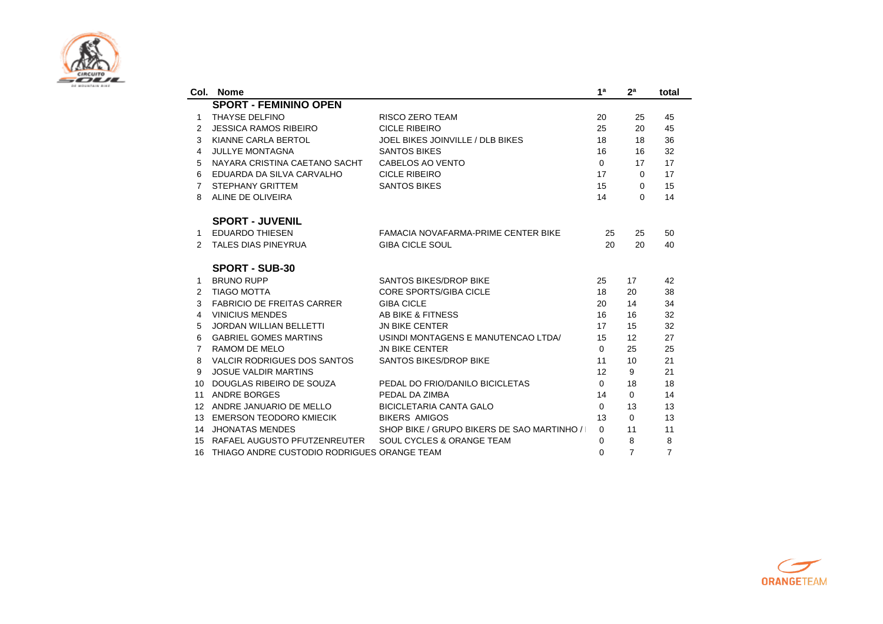| Col. | Nome | | 1ª | 2ª | total |
|---|---|---|---|---|---|
| | **SPORT - FEMININO OPEN** | | | | |
| 1 | THAYSE DELFINO | RISCO ZERO TEAM | 20 | 25 | 45 |
| 2 | JESSICA RAMOS RIBEIRO | CICLE RIBEIRO | 25 | 20 | 45 |
| 3 | KIANNE CARLA BERTOL | JOEL BIKES JOINVILLE / DLB BIKES | 18 | 18 | 36 |
| 4 | JULLYE MONTAGNA | SANTOS BIKES | 16 | 16 | 32 |
| 5 | NAYARA CRISTINA CAETANO SACHT | CABELOS AO VENTO | 0 | 17 | 17 |
| 6 | EDUARDA DA SILVA CARVALHO | CICLE RIBEIRO | 17 | 0 | 17 |
| 7 | STEPHANY GRITTEM | SANTOS BIKES | 15 | 0 | 15 |
| 8 | ALINE DE OLIVEIRA | | 14 | 0 | 14 |
| | **SPORT - JUVENIL** | | | | |
| 1 | EDUARDO THIESEN | FAMACIA NOVAFARMA-PRIME CENTER BIKE | 25 | 25 | 50 |
| 2 | TALES DIAS PINEYRUA | GIBA CICLE SOUL | 20 | 20 | 40 |
| | **SPORT - SUB-30** | | | | |
| 1 | BRUNO RUPP | SANTOS BIKES/DROP BIKE | 25 | 17 | 42 |
| 2 | TIAGO MOTTA | CORE SPORTS/GIBA CICLE | 18 | 20 | 38 |
| 3 | FABRICIO DE FREITAS CARRER | GIBA CICLE | 20 | 14 | 34 |
| 4 | VINICIUS MENDES | AB BIKE & FITNESS | 16 | 16 | 32 |
| 5 | JORDAN WILLIAN BELLETTI | JN BIKE CENTER | 17 | 15 | 32 |
| 6 | GABRIEL GOMES MARTINS | USINDI MONTAGENS E MANUTENCAO LTDA/ | 15 | 12 | 27 |
| 7 | RAMOM DE MELO | JN BIKE CENTER | 0 | 25 | 25 |
| 8 | VALCIR RODRIGUES DOS SANTOS | SANTOS BIKES/DROP BIKE | 11 | 10 | 21 |
| 9 | JOSUE VALDIR MARTINS | | 12 | 9 | 21 |
| 10 | DOUGLAS RIBEIRO DE SOUZA | PEDAL DO FRIO/DANILO BICICLETAS | 0 | 18 | 18 |
| 11 | ANDRE BORGES | PEDAL DA ZIMBA | 14 | 0 | 14 |
| 12 | ANDRE JANUARIO DE MELLO | BICICLETARIA CANTA GALO | 0 | 13 | 13 |
| 13 | EMERSON TEODORO KMIECIK | BIKERS AMIGOS | 13 | 0 | 13 |
| 14 | JHONATAS MENDES | SHOP BIKE / GRUPO BIKERS DE SAO MARTINHO / | 0 | 11 | 11 |
| 15 | RAFAEL AUGUSTO PFUTZENREUTER | SOUL CYCLES & ORANGE TEAM | 0 | 8 | 8 |
| 16 | THIAGO ANDRE CUSTODIO RODRIGUES | ORANGE TEAM | 0 | 7 | 7 |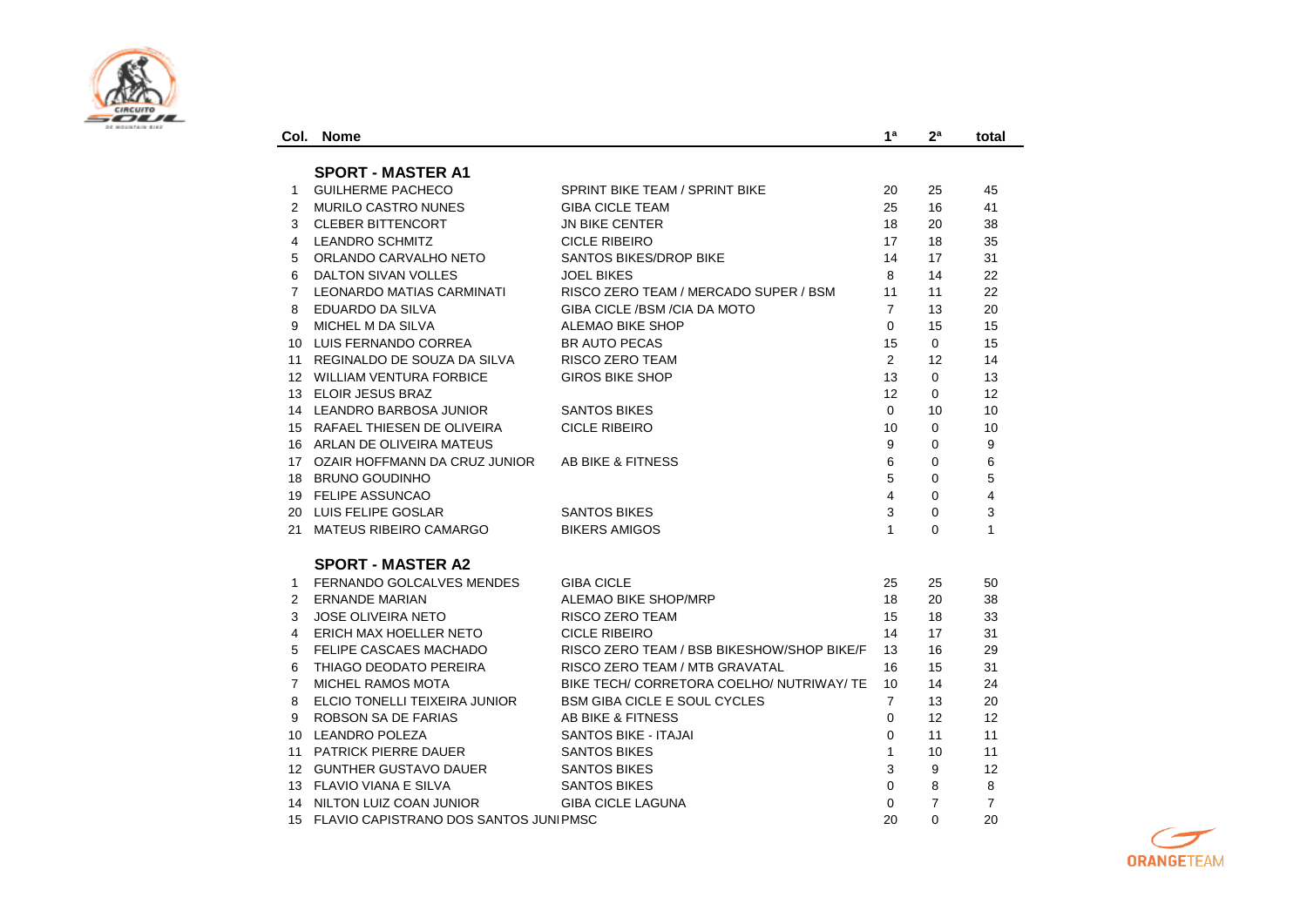| Col. | Nome | | 1ª | 2ª | total |
|---|---|---|---|---|---|
| | **SPORT - MASTER A1** | | | | |
| 1 | GUILHERME PACHECO | SPRINT BIKE TEAM / SPRINT BIKE | 20 | 25 | 45 |
| 2 | MURILO CASTRO NUNES | GIBA CICLE TEAM | 25 | 16 | 41 |
| 3 | CLEBER BITTENCORT | JN BIKE CENTER | 18 | 20 | 38 |
| 4 | LEANDRO SCHMITZ | CICLE RIBEIRO | 17 | 18 | 35 |
| 5 | ORLANDO CARVALHO NETO | SANTOS BIKES/DROP BIKE | 14 | 17 | 31 |
| 6 | DALTON SIVAN VOLLES | JOEL BIKES | 8 | 14 | 22 |
| 7 | LEONARDO MATIAS CARMINATI | RISCO ZERO TEAM / MERCADO SUPER / BSM | 11 | 11 | 22 |
| 8 | EDUARDO DA SILVA | GIBA CICLE /BSM /CIA DA MOTO | 7 | 13 | 20 |
| 9 | MICHEL M DA SILVA | ALEMAO BIKE SHOP | 0 | 15 | 15 |
| 10 | LUIS FERNANDO CORREA | BR AUTO PECAS | 15 | 0 | 15 |
| 11 | REGINALDO DE SOUZA DA SILVA | RISCO ZERO TEAM | 2 | 12 | 14 |
| 12 | WILLIAM VENTURA FORBICE | GIROS BIKE SHOP | 13 | 0 | 13 |
| 13 | ELOIR JESUS BRAZ | | 12 | 0 | 12 |
| 14 | LEANDRO BARBOSA JUNIOR | SANTOS BIKES | 0 | 10 | 10 |
| 15 | RAFAEL THIESEN DE OLIVEIRA | CICLE RIBEIRO | 10 | 0 | 10 |
| 16 | ARLAN DE OLIVEIRA MATEUS | | 9 | 0 | 9 |
| 17 | OZAIR HOFFMANN DA CRUZ JUNIOR | AB BIKE & FITNESS | 6 | 0 | 6 |
| 18 | BRUNO GOUDINHO | | 5 | 0 | 5 |
| 19 | FELIPE ASSUNCAO | | 4 | 0 | 4 |
| 20 | LUIS FELIPE GOSLAR | SANTOS BIKES | 3 | 0 | 3 |
| 21 | MATEUS RIBEIRO CAMARGO | BIKERS AMIGOS | 1 | 0 | 1 |
| | **SPORT - MASTER A2** | | | | |
| 1 | FERNANDO GOLCALVES MENDES | GIBA CICLE | 25 | 25 | 50 |
| 2 | ERNANDE MARIAN | ALEMAO BIKE SHOP/MRP | 18 | 20 | 38 |
| 3 | JOSE OLIVEIRA NETO | RISCO ZERO TEAM | 15 | 18 | 33 |
| 4 | ERICH MAX HOELLER NETO | CICLE RIBEIRO | 14 | 17 | 31 |
| 5 | FELIPE CASCAES MACHADO | RISCO ZERO TEAM / BSB BIKESHOW/SHOP BIKE/F | 13 | 16 | 29 |
| 6 | THIAGO DEODATO PEREIRA | RISCO ZERO TEAM / MTB GRAVATAL | 16 | 15 | 31 |
| 7 | MICHEL RAMOS MOTA | BIKE TECH/ CORRETORA COELHO/ NUTRIWAY/ TE | 10 | 14 | 24 |
| 8 | ELCIO TONELLI TEIXEIRA JUNIOR | BSM GIBA CICLE E SOUL CYCLES | 7 | 13 | 20 |
| 9 | ROBSON SA DE FARIAS | AB BIKE & FITNESS | 0 | 12 | 12 |
| 10 | LEANDRO POLEZA | SANTOS BIKE - ITAJAI | 0 | 11 | 11 |
| 11 | PATRICK PIERRE DAUER | SANTOS BIKES | 1 | 10 | 11 |
| 12 | GUNTHER GUSTAVO DAUER | SANTOS BIKES | 3 | 9 | 12 |
| 13 | FLAVIO VIANA E SILVA | SANTOS BIKES | 0 | 8 | 8 |
| 14 | NILTON LUIZ COAN JUNIOR | GIBA CICLE LAGUNA | 0 | 7 | 7 |
| 15 | FLAVIO CAPISTRANO DOS SANTOS JUNI | PMSC | 20 | 0 | 20 |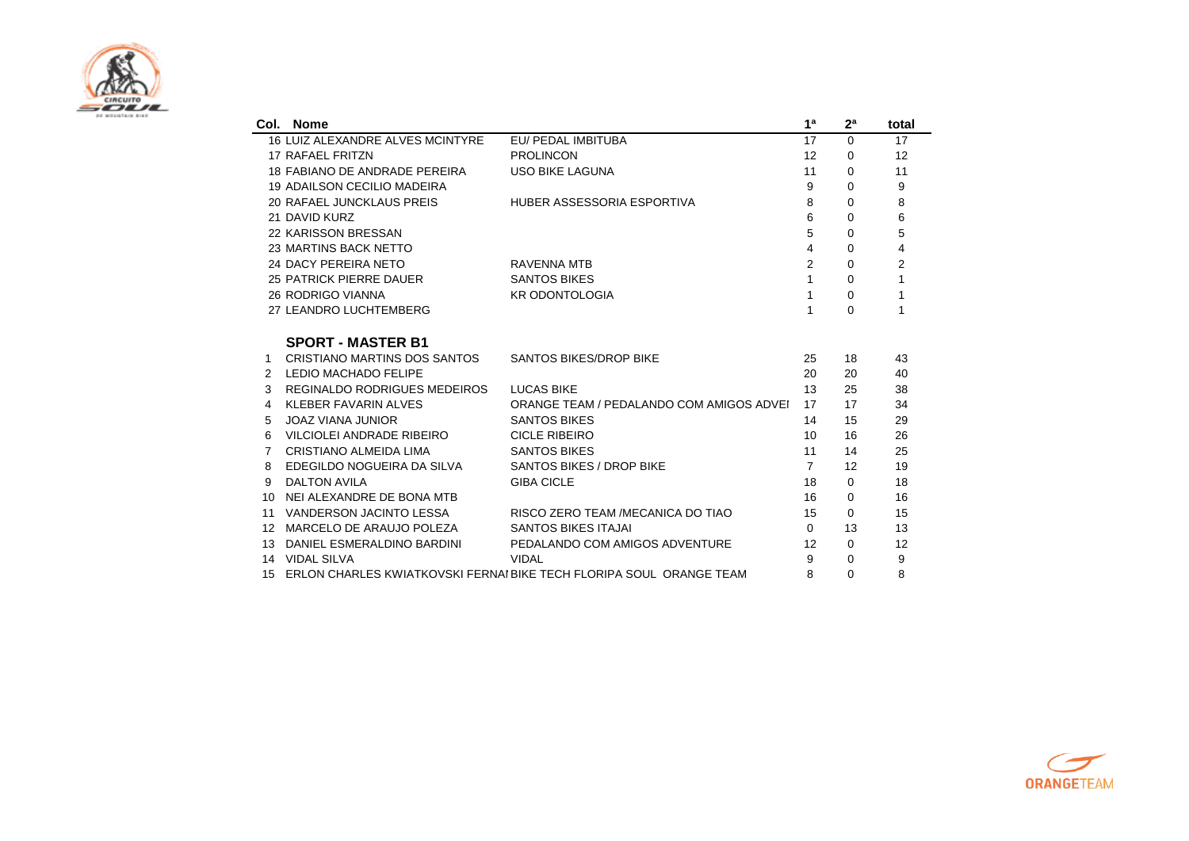| Col. | Nome | | 1ª | 2ª | total |
|---|---|---|---|---|---|
| 16 | LUIZ ALEXANDRE ALVES MCINTYRE | EU/ PEDAL IMBITUBA | 17 | 0 | 17 |
| 17 | RAFAEL FRITZN | PROLINCON | 12 | 0 | 12 |
| 18 | FABIANO DE ANDRADE PEREIRA | USO BIKE LAGUNA | 11 | 0 | 11 |
| 19 | ADAILSON CECILIO MADEIRA | | 9 | 0 | 9 |
| 20 | RAFAEL JUNCKLAUS PREIS | HUBER ASSESSORIA ESPORTIVA | 8 | 0 | 8 |
| 21 | DAVID KURZ | | 6 | 0 | 6 |
| 22 | KARISSON BRESSAN | | 5 | 0 | 5 |
| 23 | MARTINS BACK NETTO | | 4 | 0 | 4 |
| 24 | DACY PEREIRA NETO | RAVENNA MTB | 2 | 0 | 2 |
| 25 | PATRICK PIERRE DAUER | SANTOS BIKES | 1 | 0 | 1 |
| 26 | RODRIGO VIANNA | KR ODONTOLOGIA | 1 | 0 | 1 |
| 27 | LEANDRO LUCHTEMBERG | | 1 | 0 | 1 |

## SPORT - MASTER B1

| Col. | Nome | | 1ª | 2ª | total |
|---|---|---|---|---|---|
| 1 | CRISTIANO MARTINS DOS SANTOS | SANTOS BIKES/DROP BIKE | 25 | 18 | 43 |
| 2 | LEDIO MACHADO FELIPE | | 20 | 20 | 40 |
| 3 | REGINALDO RODRIGUES MEDEIROS | LUCAS BIKE | 13 | 25 | 38 |
| 4 | KLEBER FAVARIN ALVES | ORANGE TEAM / PEDALANDO COM AMIGOS ADVEI | 17 | 17 | 34 |
| 5 | JOAZ VIANA JUNIOR | SANTOS BIKES | 14 | 15 | 29 |
| 6 | VILCIOLEI ANDRADE RIBEIRO | CICLE RIBEIRO | 10 | 16 | 26 |
| 7 | CRISTIANO ALMEIDA LIMA | SANTOS BIKES | 11 | 14 | 25 |
| 8 | EDEGILDO NOGUEIRA DA SILVA | SANTOS BIKES / DROP BIKE | 7 | 12 | 19 |
| 9 | DALTON AVILA | GIBA CICLE | 18 | 0 | 18 |
| 10 | NEI ALEXANDRE DE BONA MTB | | 16 | 0 | 16 |
| 11 | VANDERSON JACINTO LESSA | RISCO ZERO TEAM /MECANICA DO TIAO | 15 | 0 | 15 |
| 12 | MARCELO DE ARAUJO POLEZA | SANTOS BIKES ITAJAI | 0 | 13 | 13 |
| 13 | DANIEL ESMERALDINO BARDINI | PEDALANDO COM AMIGOS ADVENTURE | 12 | 0 | 12 |
| 14 | VIDAL SILVA | VIDAL | 9 | 0 | 9 |
| 15 | ERLON CHARLES KWIATKOVSKI FERNAI | BIKE TECH FLORIPA SOUL ORANGE TEAM | 8 | 0 | 8 |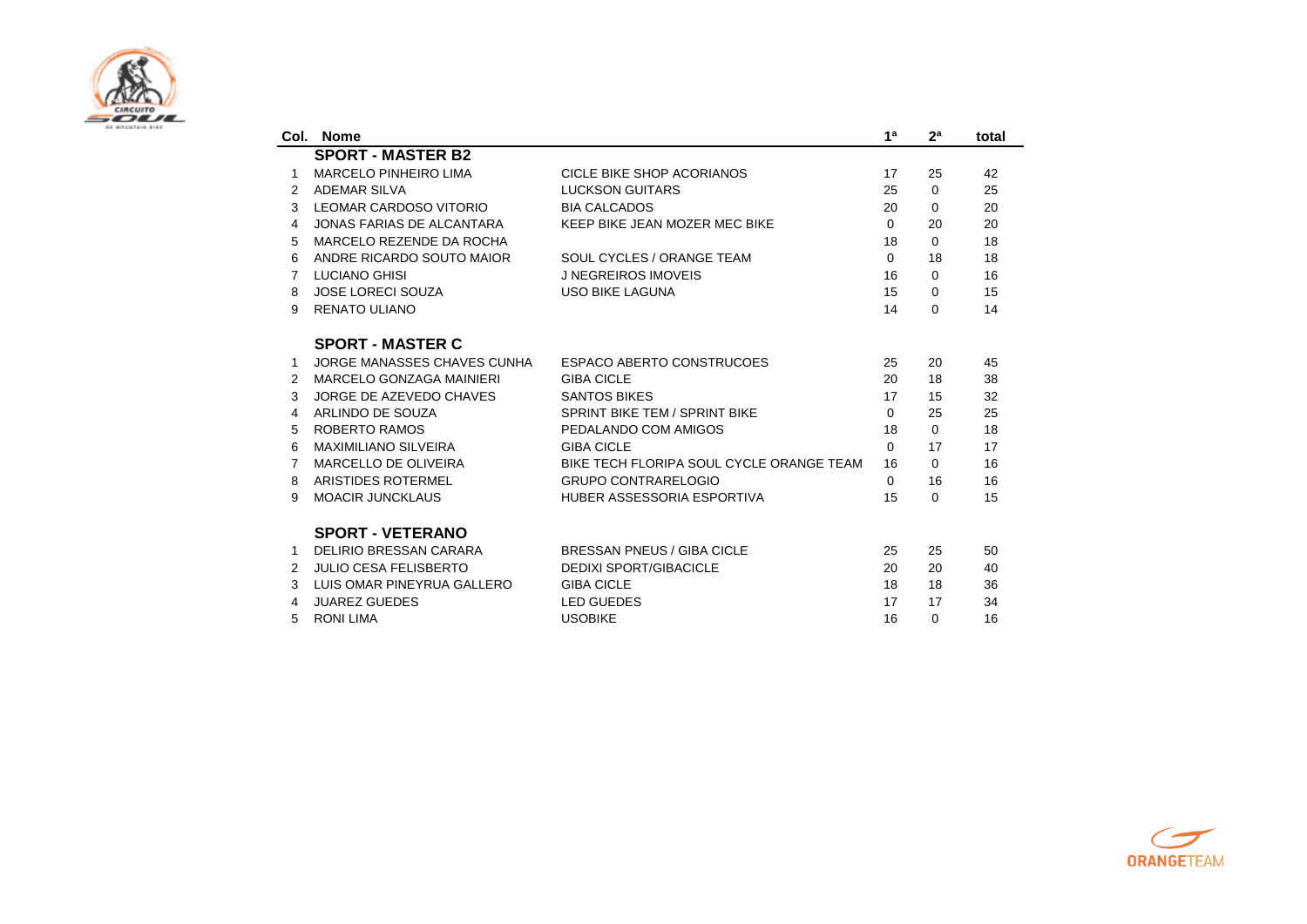| Col. | Nome | | 1ª | 2ª | total |
|---|---|---|---|---|---|
| | **SPORT - MASTER B2** | | | | |
| 1 | MARCELO PINHEIRO LIMA | CICLE BIKE SHOP ACORIANOS | 17 | 25 | 42 |
| 2 | ADEMAR SILVA | LUCKSON GUITARS | 25 | 0 | 25 |
| 3 | LEOMAR CARDOSO VITORIO | BIA CALCADOS | 20 | 0 | 20 |
| 4 | JONAS FARIAS DE ALCANTARA | KEEP BIKE JEAN MOZER MEC BIKE | 0 | 20 | 20 |
| 5 | MARCELO REZENDE DA ROCHA | | 18 | 0 | 18 |
| 6 | ANDRE RICARDO SOUTO MAIOR | SOUL CYCLES / ORANGE TEAM | 0 | 18 | 18 |
| 7 | LUCIANO GHISI | J NEGREIROS IMOVEIS | 16 | 0 | 16 |
| 8 | JOSE LORECI SOUZA | USO BIKE LAGUNA | 15 | 0 | 15 |
| 9 | RENATO ULIANO | | 14 | 0 | 14 |
| | **SPORT - MASTER C** | | | | |
| 1 | JORGE MANASSES CHAVES CUNHA | ESPACO ABERTO CONSTRUCOES | 25 | 20 | 45 |
| 2 | MARCELO GONZAGA MAINIERI | GIBA CICLE | 20 | 18 | 38 |
| 3 | JORGE DE AZEVEDO CHAVES | SANTOS BIKES | 17 | 15 | 32 |
| 4 | ARLINDO DE SOUZA | SPRINT BIKE TEM / SPRINT BIKE | 0 | 25 | 25 |
| 5 | ROBERTO RAMOS | PEDALANDO COM AMIGOS | 18 | 0 | 18 |
| 6 | MAXIMILIANO SILVEIRA | GIBA CICLE | 0 | 17 | 17 |
| 7 | MARCELLO DE OLIVEIRA | BIKE TECH FLORIPA SOUL CYCLE ORANGE TEAM | 16 | 0 | 16 |
| 8 | ARISTIDES ROTERMEL | GRUPO CONTRARELOGIO | 0 | 16 | 16 |
| 9 | MOACIR JUNCKLAUS | HUBER ASSESSORIA ESPORTIVA | 15 | 0 | 15 |
| | **SPORT - VETERANO** | | | | |
| 1 | DELIRIO BRESSAN CARARA | BRESSAN PNEUS / GIBA CICLE | 25 | 25 | 50 |
| 2 | JULIO CESA FELISBERTO | DEDIXI SPORT/GIBACICLE | 20 | 20 | 40 |
| 3 | LUIS OMAR PINEYRUA GALLERO | GIBA CICLE | 18 | 18 | 36 |
| 4 | JUAREZ GUEDES | LED GUEDES | 17 | 17 | 34 |
| 5 | RONI LIMA | USOBIKE | 16 | 0 | 16 |